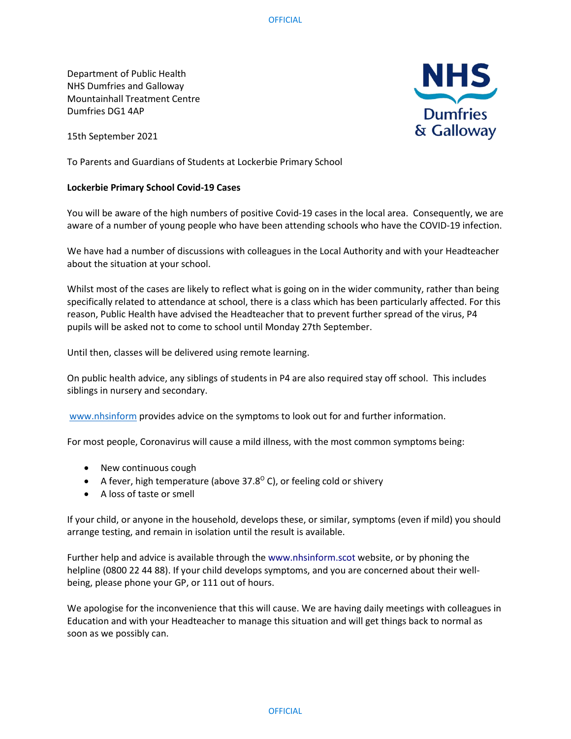Department of Public Health
NHS Dumfries and Galloway
Mountainhall Treatment Centre
Dumfries DG1 4AP

15th September 2021

To Parents and Guardians of Students at Lockerbie Primary School

**Lockerbie Primary School Covid-19 Cases**

You will be aware of the high numbers of positive Covid-19 cases in the local area. Consequently, we are aware of a number of young people who have been attending schools who have the COVID-19 infection.

We have had a number of discussions with colleagues in the Local Authority and with your Headteacher about the situation at your school.

Whilst most of the cases are likely to reflect what is going on in the wider community, rather than being specifically related to attendance at school, there is a class which has been particularly affected. For this reason, Public Health have advised the Headteacher that to prevent further spread of the virus, P4 pupils will be asked not to come to school until Monday 27th September.

Until then, classes will be delivered using remote learning.

On public health advice, any siblings of students in P4 are also required stay off school. This includes siblings in nursery and secondary.

www.nhsinform provides advice on the symptoms to look out for and further information.

For most people, Coronavirus will cause a mild illness, with the most common symptoms being:

- New continuous cough
- A fever, high temperature (above 37.8$^{O}$ C), or feeling cold or shivery
- A loss of taste or smell

If your child, or anyone in the household, develops these, or similar, symptoms (even if mild) you should arrange testing, and remain in isolation until the result is available.

Further help and advice is available through the www.nhsinform.scot website, or by phoning the helpline (0800 22 44 88). If your child develops symptoms, and you are concerned about their well-being, please phone your GP, or 111 out of hours.

We apologise for the inconvenience that this will cause. We are having daily meetings with colleagues in Education and with your Headteacher to manage this situation and will get things back to normal as soon as we possibly can.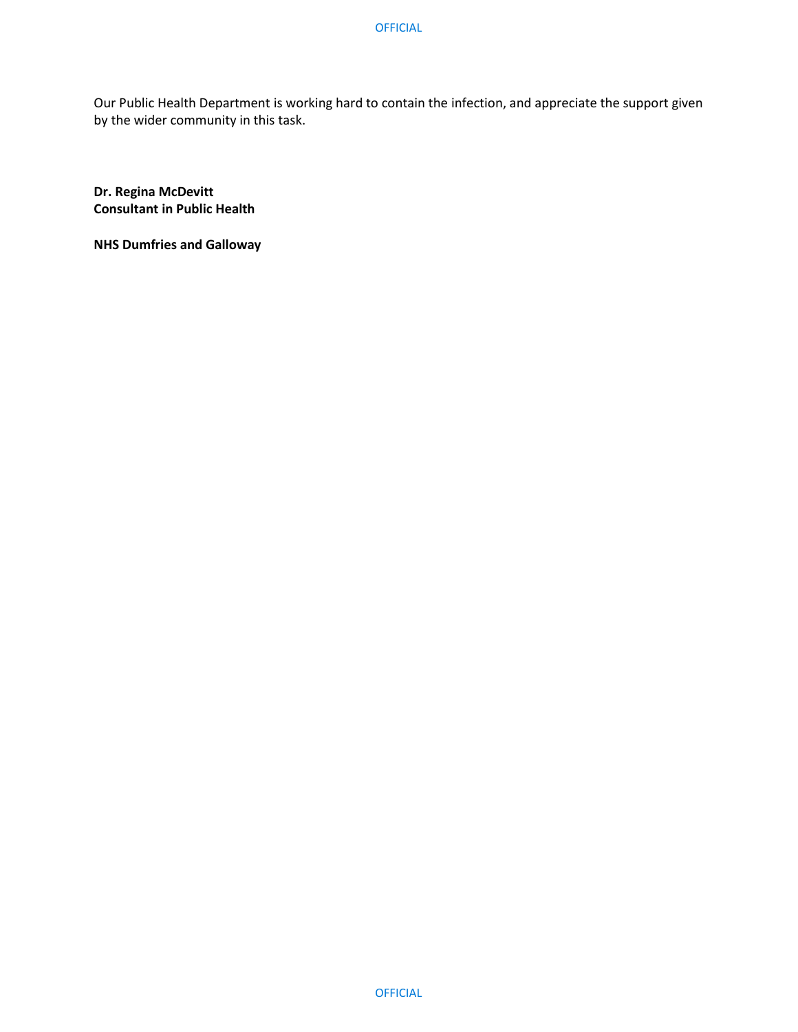Our Public Health Department is working hard to contain the infection, and appreciate the support given by the wider community in this task.

**Dr. Regina McDevitt**
**Consultant in Public Health**

**NHS Dumfries and Galloway**